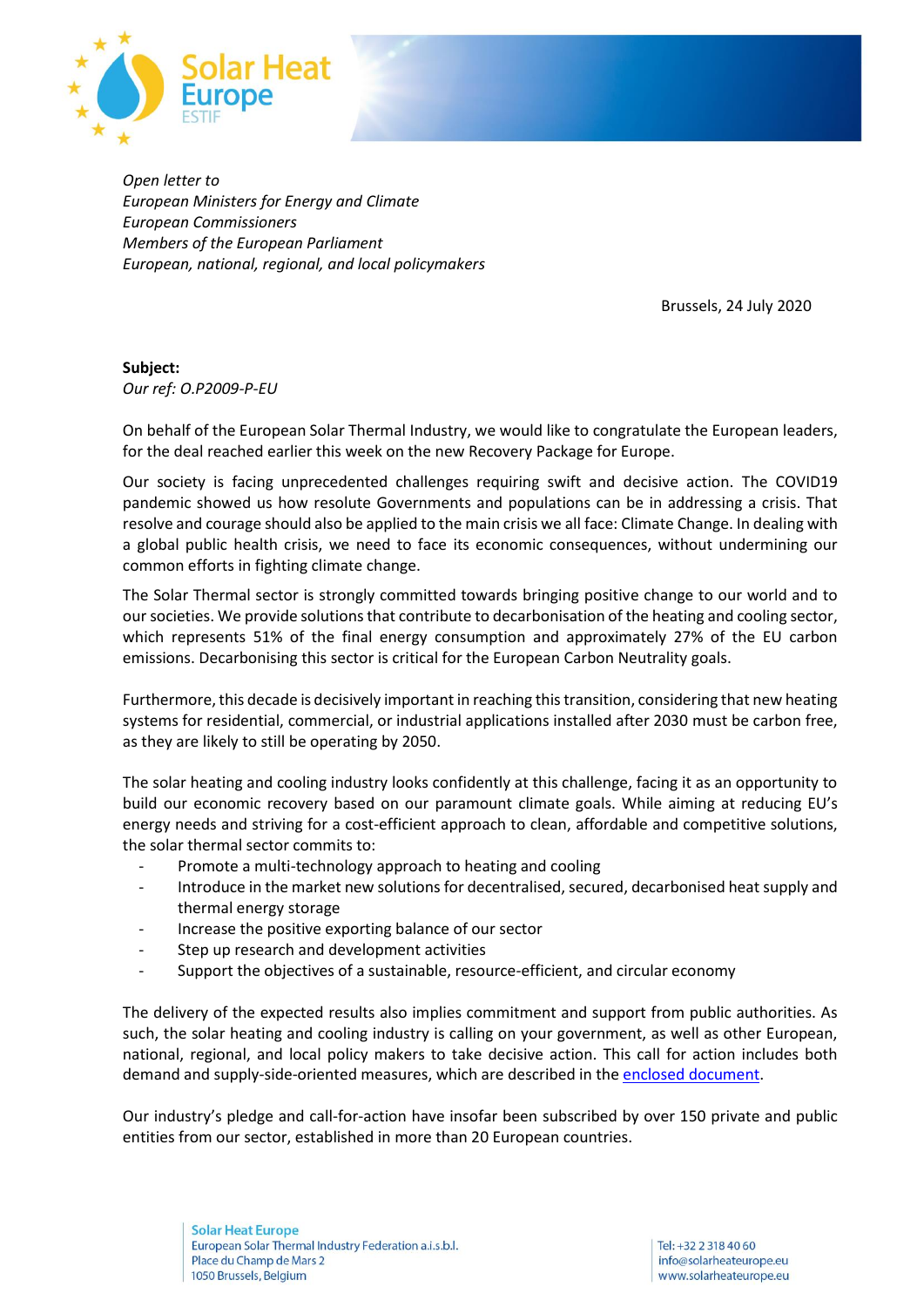*Open letter to*
*European Ministers for Energy and Climate*
*European Commissioners*
*Members of the European Parliament*
*European, national, regional, and local policymakers*

Brussels, 24 July 2020

**Subject:**
*Our ref: O.P2009-P-EU*

On behalf of the European Solar Thermal Industry, we would like to congratulate the European leaders, for the deal reached earlier this week on the new Recovery Package for Europe.

Our society is facing unprecedented challenges requiring swift and decisive action. The COVID19 pandemic showed us how resolute Governments and populations can be in addressing a crisis. That resolve and courage should also be applied to the main crisis we all face: Climate Change. In dealing with a global public health crisis, we need to face its economic consequences, without undermining our common efforts in fighting climate change.

The Solar Thermal sector is strongly committed towards bringing positive change to our world and to our societies. We provide solutions that contribute to decarbonisation of the heating and cooling sector, which represents 51% of the final energy consumption and approximately 27% of the EU carbon emissions. Decarbonising this sector is critical for the European Carbon Neutrality goals.

Furthermore, this decade is decisively important in reaching this transition, considering that new heating systems for residential, commercial, or industrial applications installed after 2030 must be carbon free, as they are likely to still be operating by 2050.

The solar heating and cooling industry looks confidently at this challenge, facing it as an opportunity to build our economic recovery based on our paramount climate goals. While aiming at reducing EU's energy needs and striving for a cost-efficient approach to clean, affordable and competitive solutions, the solar thermal sector commits to:

- Promote a multi-technology approach to heating and cooling
- Introduce in the market new solutions for decentralised, secured, decarbonised heat supply and thermal energy storage
- Increase the positive exporting balance of our sector
- Step up research and development activities
- Support the objectives of a sustainable, resource-efficient, and circular economy

The delivery of the expected results also implies commitment and support from public authorities. As such, the solar heating and cooling industry is calling on your government, as well as other European, national, regional, and local policy makers to take decisive action. This call for action includes both demand and supply-side-oriented measures, which are described in the enclosed document.

Our industry's pledge and call-for-action have insofar been subscribed by over 150 private and public entities from our sector, established in more than 20 European countries.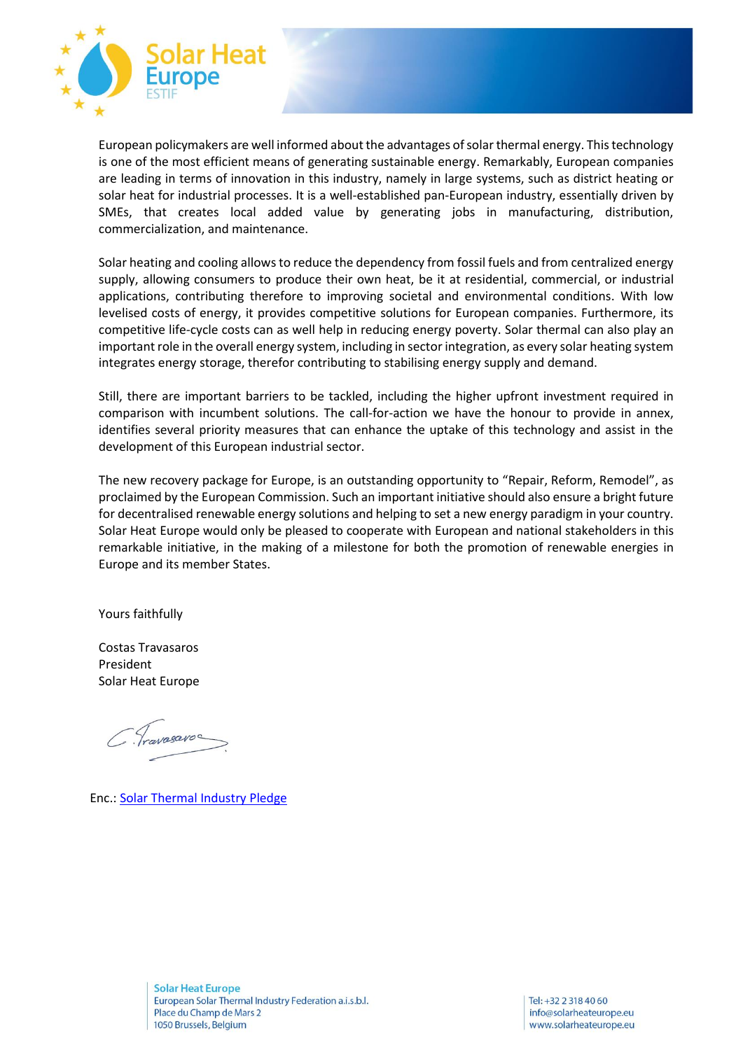European policymakers are well informed about the advantages of solar thermal energy. This technology is one of the most efficient means of generating sustainable energy. Remarkably, European companies are leading in terms of innovation in this industry, namely in large systems, such as district heating or solar heat for industrial processes. It is a well-established pan-European industry, essentially driven by SMEs, that creates local added value by generating jobs in manufacturing, distribution, commercialization, and maintenance.

Solar heating and cooling allows to reduce the dependency from fossil fuels and from centralized energy supply, allowing consumers to produce their own heat, be it at residential, commercial, or industrial applications, contributing therefore to improving societal and environmental conditions. With low levelised costs of energy, it provides competitive solutions for European companies. Furthermore, its competitive life-cycle costs can as well help in reducing energy poverty. Solar thermal can also play an important role in the overall energy system, including in sector integration, as every solar heating system integrates energy storage, therefor contributing to stabilising energy supply and demand.

Still, there are important barriers to be tackled, including the higher upfront investment required in comparison with incumbent solutions. The call-for-action we have the honour to provide in annex, identifies several priority measures that can enhance the uptake of this technology and assist in the development of this European industrial sector.

The new recovery package for Europe, is an outstanding opportunity to "Repair, Reform, Remodel", as proclaimed by the European Commission. Such an important initiative should also ensure a bright future for decentralised renewable energy solutions and helping to set a new energy paradigm in your country. Solar Heat Europe would only be pleased to cooperate with European and national stakeholders in this remarkable initiative, in the making of a milestone for both the promotion of renewable energies in Europe and its member States.

Yours faithfully

Costas Travasaros
President
Solar Heat Europe

Enc.: [Solar Thermal Industry Pledge]